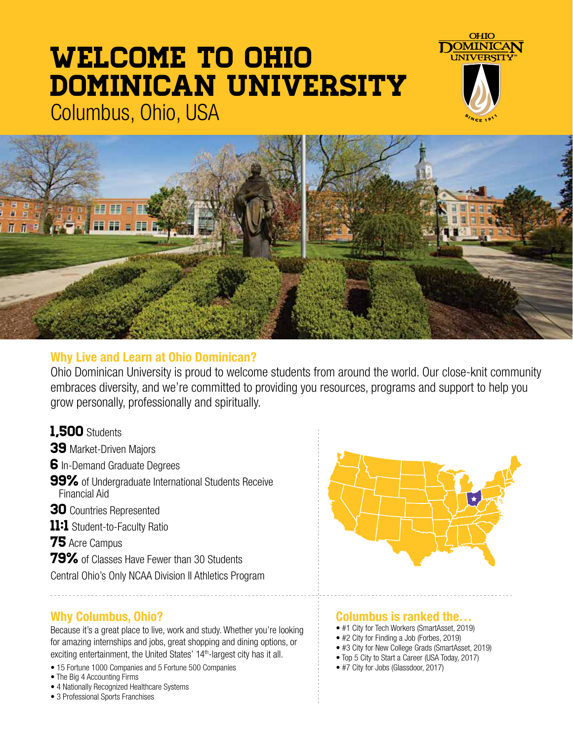# WELCOME TO OHIO DOMINICAN UNIVERSITY

Columbus, Ohio, USA

## Why Live and Learn at Ohio Dominican?

Ohio Dominican University is proud to welcome students from around the world. Our close-knit community embraces diversity, and we're committed to providing you resources, programs and support to help you grow personally, professionally and spiritually.

**1,500** Students

**39** Market-Driven Majors

**6** In-Demand Graduate Degrees

**99%** of Undergraduate International Students Receive Financial Aid

**30** Countries Represented

**11:1** Student-to-Faculty Ratio

**75** Acre Campus

**79%** of Classes Have Fewer than 30 Students

Central Ohio's Only NCAA Division II Athletics Program

## Why Columbus, Ohio?

Because it's a great place to live, work and study. Whether you're looking for amazing internships and jobs, great shopping and dining options, or exciting entertainment, the United States' 14th-largest city has it all.

- 15 Fortune 1000 Companies and 5 Fortune 500 Companies
- The Big 4 Accounting Firms
- 4 Nationally Recognized Healthcare Systems
- 3 Professional Sports Franchises

## Columbus is ranked the…

- #1 City for Tech Workers (SmartAsset, 2019)
- #2 City for Finding a Job (Forbes, 2019)
- #3 City for New College Grads (SmartAsset, 2019)
- Top 5 City to Start a Career (USA Today, 2017)
- #7 City for Jobs (Glassdoor, 2017)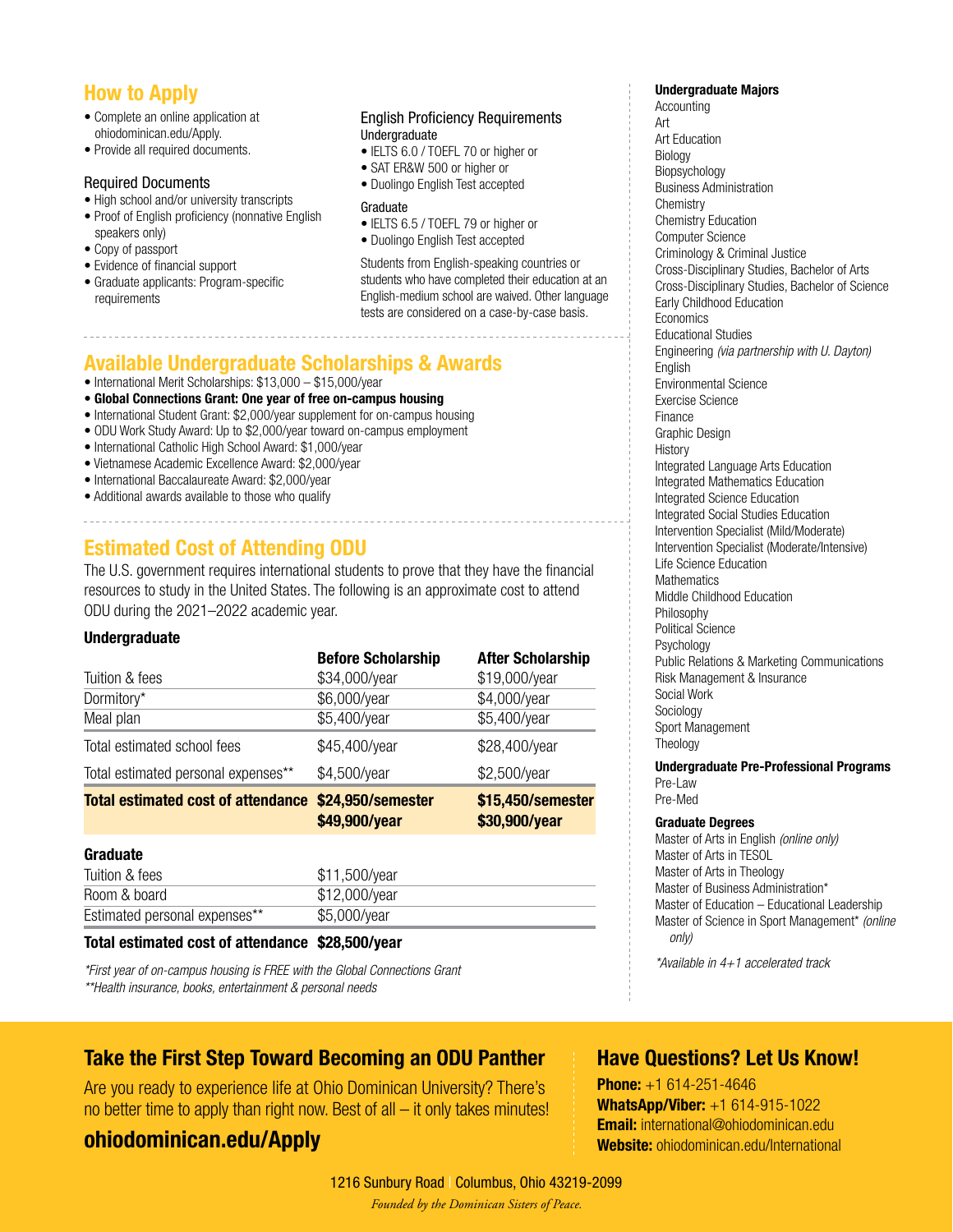## How to Apply

- Complete an online application at ohiodominican.edu/Apply.
- Provide all required documents.

### Required Documents

- High school and/or university transcripts
- Proof of English proficiency (nonnative English speakers only)
- Copy of passport
- Evidence of financial support
- Graduate applicants: Program-specific requirements

### English Proficiency Requirements

Undergraduate

- IELTS 6.0 / TOEFL 70 or higher or
- SAT ER&W 500 or higher or
- Duolingo English Test accepted

Graduate

- IELTS 6.5 / TOEFL 79 or higher or
- Duolingo English Test accepted

Students from English-speaking countries or students who have completed their education at an English-medium school are waived. Other language tests are considered on a case-by-case basis.

## Available Undergraduate Scholarships & Awards

- International Merit Scholarships: $13,000 – $15,000/year
- **Global Connections Grant: One year of free on-campus housing**
- International Student Grant: $2,000/year supplement for on-campus housing
- ODU Work Study Award: Up to $2,000/year toward on-campus employment
- International Catholic High School Award: $1,000/year
- Vietnamese Academic Excellence Award: $2,000/year
- International Baccalaureate Award: $2,000/year
- Additional awards available to those who qualify

## Estimated Cost of Attending ODU

The U.S. government requires international students to prove that they have the financial resources to study in the United States. The following is an approximate cost to attend ODU during the 2021–2022 academic year.

### Undergraduate

| | Before Scholarship | After Scholarship |
|---|---|---|
| Tuition & fees | $34,000/year | $19,000/year |
| Dormitory* | $6,000/year | $4,000/year |
| Meal plan | $5,400/year | $5,400/year |
| Total estimated school fees | $45,400/year | $28,400/year |
| Total estimated personal expenses** | $4,500/year | $2,500/year |
| **Total estimated cost of attendance** | **$24,950/semester** **$49,900/year** | **$15,450/semester** **$30,900/year** |

### Graduate

| | |
|---|---|
| Tuition & fees | $11,500/year |
| Room & board | $12,000/year |
| Estimated personal expenses** | $5,000/year |
| **Total estimated cost of attendance** | **$28,500/year** |

*\*First year of on-campus housing is FREE with the Global Connections Grant*
*\*\*Health insurance, books, entertainment & personal needs*

### Undergraduate Majors

Accounting
Art
Art Education
Biology
Biopsychology
Business Administration
Chemistry
Chemistry Education
Computer Science
Criminology & Criminal Justice
Cross-Disciplinary Studies, Bachelor of Arts
Cross-Disciplinary Studies, Bachelor of Science
Early Childhood Education
Economics
Educational Studies
Engineering *(via partnership with U. Dayton)*
English
Environmental Science
Exercise Science
Finance
Graphic Design
History
Integrated Language Arts Education
Integrated Mathematics Education
Integrated Science Education
Integrated Social Studies Education
Intervention Specialist (Mild/Moderate)
Intervention Specialist (Moderate/Intensive)
Life Science Education
Mathematics
Middle Childhood Education
Philosophy
Political Science
Psychology
Public Relations & Marketing Communications
Risk Management & Insurance
Social Work
Sociology
Sport Management
Theology

### Undergraduate Pre-Professional Programs

Pre-Law
Pre-Med

### Graduate Degrees

Master of Arts in English *(online only)*
Master of Arts in TESOL
Master of Arts in Theology
Master of Business Administration*
Master of Education – Educational Leadership
Master of Science in Sport Management* *(online only)*

*\*Available in 4+1 accelerated track*

## Take the First Step Toward Becoming an ODU Panther

Are you ready to experience life at Ohio Dominican University? There's no better time to apply than right now. Best of all – it only takes minutes!

**ohiodominican.edu/Apply**

## Have Questions? Let Us Know!

**Phone:** +1 614-251-4646
**WhatsApp/Viber:** +1 614-915-1022
**Email:** international@ohiodominican.edu
**Website:** ohiodominican.edu/International

1216 Sunbury Road | Columbus, Ohio 43219-2099

*Founded by the Dominican Sisters of Peace.*